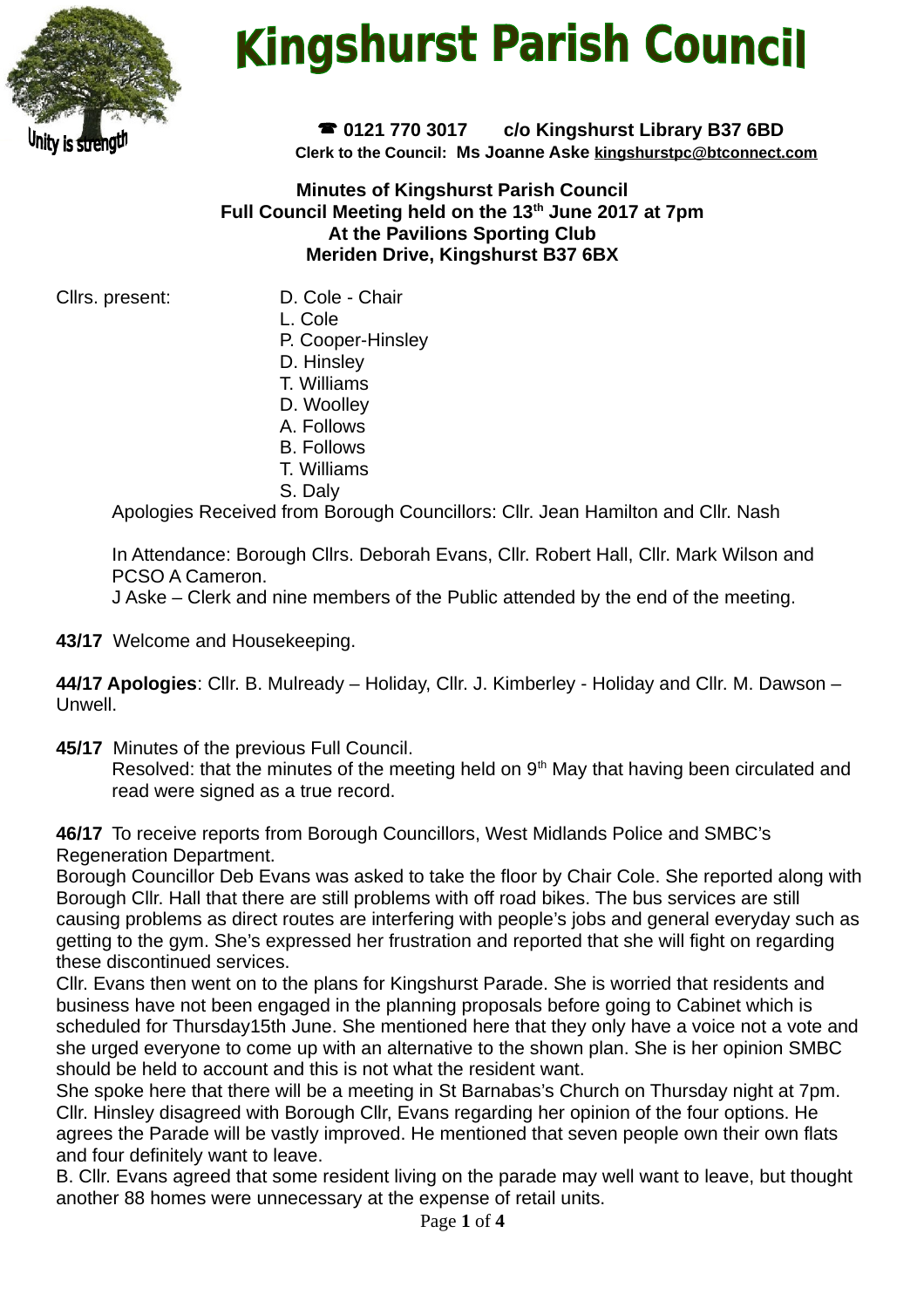# Kingshurst Parish Council

Unity is strength

☎ 0121 770 3017 c/o Kingshurst Library B37 6BD

**Clerk to the Council: Ms Joanne Aske kingshurstpc@btconnect.com**

**Minutes of Kingshurst Parish Council**
**Full Council Meeting held on the 13th June 2017 at 7pm**
**At the Pavilions Sporting Club**
**Meriden Drive, Kingshurst B37 6BX**

Cllrs. present:
- D. Cole - Chair
- L. Cole
- P. Cooper-Hinsley
- D. Hinsley
- T. Williams
- D. Woolley
- A. Follows
- B. Follows
- T. Williams
- S. Daly

Apologies Received from Borough Councillors: Cllr. Jean Hamilton and Cllr. Nash

In Attendance: Borough Cllrs. Deborah Evans, Cllr. Robert Hall, Cllr. Mark Wilson and PCSO A Cameron.
J Aske – Clerk and nine members of the Public attended by the end of the meeting.

**43/17** Welcome and Housekeeping.

**44/17 Apologies**: Cllr. B. Mulready – Holiday, Cllr. J. Kimberley - Holiday and Cllr. M. Dawson – Unwell.

**45/17** Minutes of the previous Full Council.
Resolved: that the minutes of the meeting held on 9th May that having been circulated and read were signed as a true record.

**46/17** To receive reports from Borough Councillors, West Midlands Police and SMBC's Regeneration Department.

Borough Councillor Deb Evans was asked to take the floor by Chair Cole. She reported along with Borough Cllr. Hall that there are still problems with off road bikes. The bus services are still causing problems as direct routes are interfering with people's jobs and general everyday such as getting to the gym. She's expressed her frustration and reported that she will fight on regarding these discontinued services.

Cllr. Evans then went on to the plans for Kingshurst Parade. She is worried that residents and business have not been engaged in the planning proposals before going to Cabinet which is scheduled for Thursday15th June. She mentioned here that they only have a voice not a vote and she urged everyone to come up with an alternative to the shown plan. She is her opinion SMBC should be held to account and this is not what the resident want.

She spoke here that there will be a meeting in St Barnabas's Church on Thursday night at 7pm. Cllr. Hinsley disagreed with Borough Cllr, Evans regarding her opinion of the four options. He agrees the Parade will be vastly improved. He mentioned that seven people own their own flats and four definitely want to leave.

B. Cllr. Evans agreed that some resident living on the parade may well want to leave, but thought another 88 homes were unnecessary at the expense of retail units.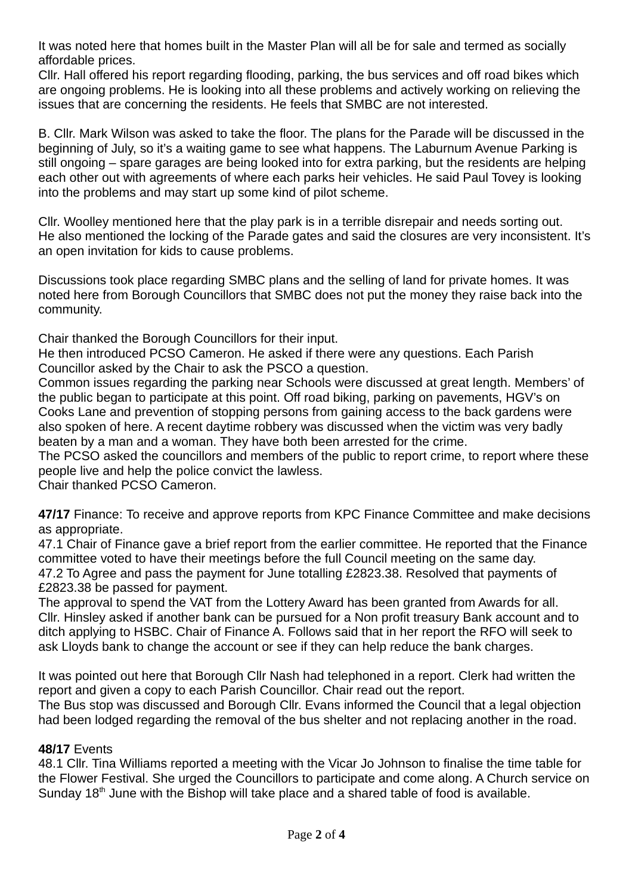It was noted here that homes built in the Master Plan will all be for sale and termed as socially affordable prices.
Cllr. Hall offered his report regarding flooding, parking, the bus services and off road bikes which are ongoing problems. He is looking into all these problems and actively working on relieving the issues that are concerning the residents. He feels that SMBC are not interested.

B. Cllr. Mark Wilson was asked to take the floor. The plans for the Parade will be discussed in the beginning of July, so it's a waiting game to see what happens. The Laburnum Avenue Parking is still ongoing – spare garages are being looked into for extra parking, but the residents are helping each other out with agreements of where each parks heir vehicles. He said Paul Tovey is looking into the problems and may start up some kind of pilot scheme.

Cllr. Woolley mentioned here that the play park is in a terrible disrepair and needs sorting out. He also mentioned the locking of the Parade gates and said the closures are very inconsistent. It's an open invitation for kids to cause problems.

Discussions took place regarding SMBC plans and the selling of land for private homes. It was noted here from Borough Councillors that SMBC does not put the money they raise back into the community.

Chair thanked the Borough Councillors for their input.
He then introduced PCSO Cameron. He asked if there were any questions. Each Parish Councillor asked by the Chair to ask the PSCO a question.
Common issues regarding the parking near Schools were discussed at great length. Members' of the public began to participate at this point. Off road biking, parking on pavements, HGV's on Cooks Lane and prevention of stopping persons from gaining access to the back gardens were also spoken of here. A recent daytime robbery was discussed when the victim was very badly beaten by a man and a woman. They have both been arrested for the crime.
The PCSO asked the councillors and members of the public to report crime, to report where these people live and help the police convict the lawless.
Chair thanked PCSO Cameron.

**47/17** Finance: To receive and approve reports from KPC Finance Committee and make decisions as appropriate.
47.1 Chair of Finance gave a brief report from the earlier committee. He reported that the Finance committee voted to have their meetings before the full Council meeting on the same day.
47.2 To Agree and pass the payment for June totalling £2823.38. Resolved that payments of £2823.38 be passed for payment.
The approval to spend the VAT from the Lottery Award has been granted from Awards for all.
Cllr. Hinsley asked if another bank can be pursued for a Non profit treasury Bank account and to ditch applying to HSBC. Chair of Finance A. Follows said that in her report the RFO will seek to ask Lloyds bank to change the account or see if they can help reduce the bank charges.

It was pointed out here that Borough Cllr Nash had telephoned in a report. Clerk had written the report and given a copy to each Parish Councillor. Chair read out the report.
The Bus stop was discussed and Borough Cllr. Evans informed the Council that a legal objection had been lodged regarding the removal of the bus shelter and not replacing another in the road.

**48/17** Events
48.1 Cllr. Tina Williams reported a meeting with the Vicar Jo Johnson to finalise the time table for the Flower Festival. She urged the Councillors to participate and come along. A Church service on Sunday 18th June with the Bishop will take place and a shared table of food is available.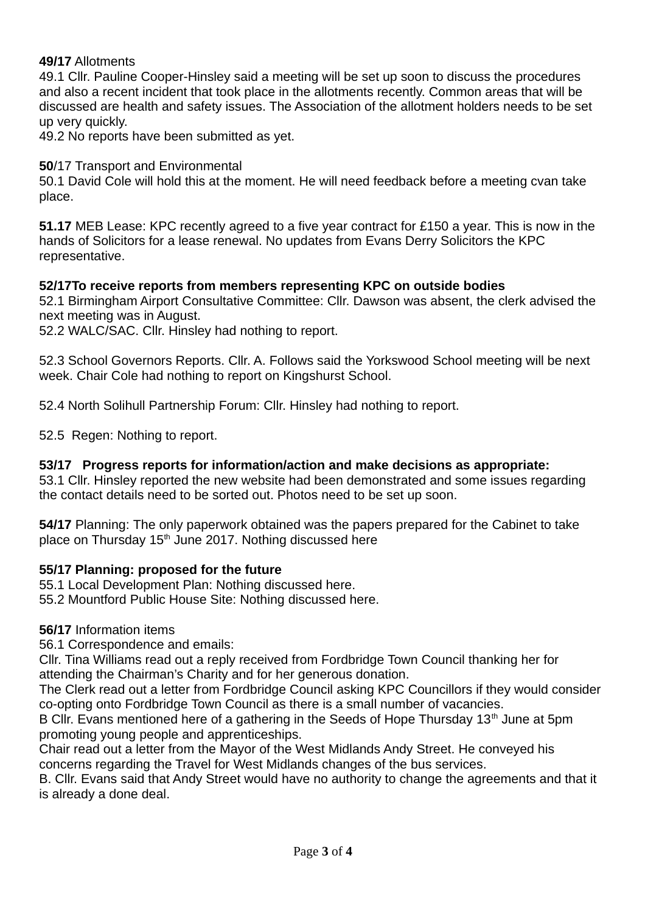**49/17** Allotments

49.1 Cllr. Pauline Cooper-Hinsley said a meeting will be set up soon to discuss the procedures and also a recent incident that took place in the allotments recently. Common areas that will be discussed are health and safety issues. The Association of the allotment holders needs to be set up very quickly.

49.2 No reports have been submitted as yet.

**50**/17 Transport and Environmental

50.1 David Cole will hold this at the moment. He will need feedback before a meeting cvan take place.

**51.17** MEB Lease: KPC recently agreed to a five year contract for £150 a year. This is now in the hands of Solicitors for a lease renewal. No updates from Evans Derry Solicitors the KPC representative.

**52/17To receive reports from members representing KPC on outside bodies**

52.1 Birmingham Airport Consultative Committee: Cllr. Dawson was absent, the clerk advised the next meeting was in August.

52.2 WALC/SAC. Cllr. Hinsley had nothing to report.

52.3 School Governors Reports. Cllr. A. Follows said the Yorkswood School meeting will be next week. Chair Cole had nothing to report on Kingshurst School.

52.4 North Solihull Partnership Forum: Cllr. Hinsley had nothing to report.

52.5 Regen: Nothing to report.

**53/17 Progress reports for information/action and make decisions as appropriate:**

53.1 Cllr. Hinsley reported the new website had been demonstrated and some issues regarding the contact details need to be sorted out. Photos need to be set up soon.

**54/17** Planning: The only paperwork obtained was the papers prepared for the Cabinet to take place on Thursday 15th June 2017. Nothing discussed here

**55/17 Planning: proposed for the future**

55.1 Local Development Plan: Nothing discussed here.

55.2 Mountford Public House Site: Nothing discussed here.

**56/17** Information items

56.1 Correspondence and emails:

Cllr. Tina Williams read out a reply received from Fordbridge Town Council thanking her for attending the Chairman's Charity and for her generous donation.

The Clerk read out a letter from Fordbridge Council asking KPC Councillors if they would consider co-opting onto Fordbridge Town Council as there is a small number of vacancies.

B Cllr. Evans mentioned here of a gathering in the Seeds of Hope Thursday 13th June at 5pm promoting young people and apprenticeships.

Chair read out a letter from the Mayor of the West Midlands Andy Street. He conveyed his concerns regarding the Travel for West Midlands changes of the bus services.

B. Cllr. Evans said that Andy Street would have no authority to change the agreements and that it is already a done deal.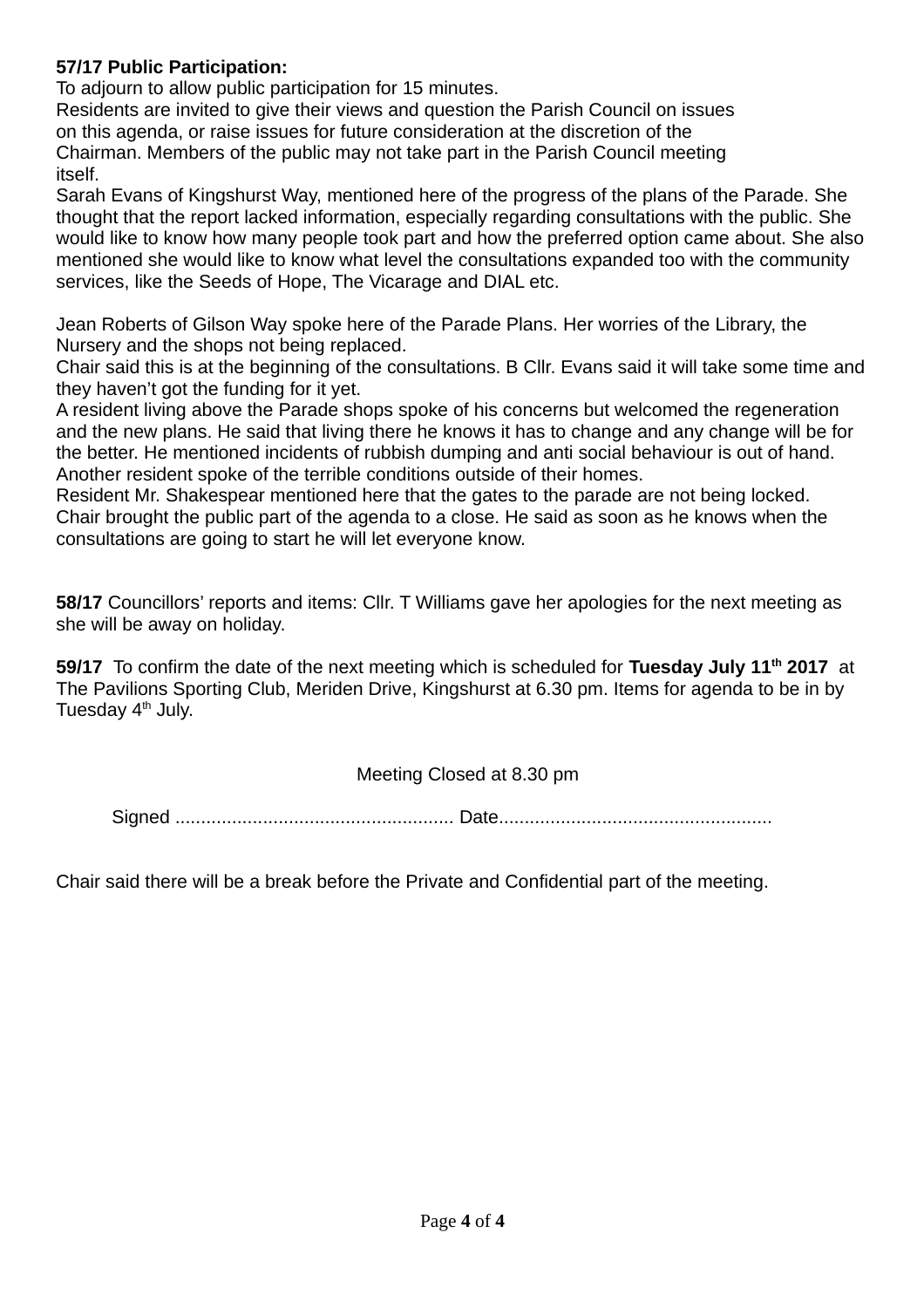**57/17 Public Participation:**
To adjourn to allow public participation for 15 minutes.
Residents are invited to give their views and question the Parish Council on issues on this agenda, or raise issues for future consideration at the discretion of the Chairman. Members of the public may not take part in the Parish Council meeting itself.
Sarah Evans of Kingshurst Way, mentioned here of the progress of the plans of the Parade. She thought that the report lacked information, especially regarding consultations with the public. She would like to know how many people took part and how the preferred option came about. She also mentioned she would like to know what level the consultations expanded too with the community services, like the Seeds of Hope, The Vicarage and DIAL etc.

Jean Roberts of Gilson Way spoke here of the Parade Plans. Her worries of the Library, the Nursery and the shops not being replaced.
Chair said this is at the beginning of the consultations. B Cllr. Evans said it will take some time and they haven't got the funding for it yet.
A resident living above the Parade shops spoke of his concerns but welcomed the regeneration and the new plans. He said that living there he knows it has to change and any change will be for the better. He mentioned incidents of rubbish dumping and anti social behaviour is out of hand.
Another resident spoke of the terrible conditions outside of their homes.
Resident Mr. Shakespear mentioned here that the gates to the parade are not being locked.
Chair brought the public part of the agenda to a close. He said as soon as he knows when the consultations are going to start he will let everyone know.

**58/17** Councillors' reports and items: Cllr. T Williams gave her apologies for the next meeting as she will be away on holiday.

**59/17** To confirm the date of the next meeting which is scheduled for **Tuesday July 11th 2017** at The Pavilions Sporting Club, Meriden Drive, Kingshurst at 6.30 pm. Items for agenda to be in by Tuesday 4th July.

Meeting Closed at 8.30 pm

Signed ..................................................... Date....................................................

Chair said there will be a break before the Private and Confidential part of the meeting.